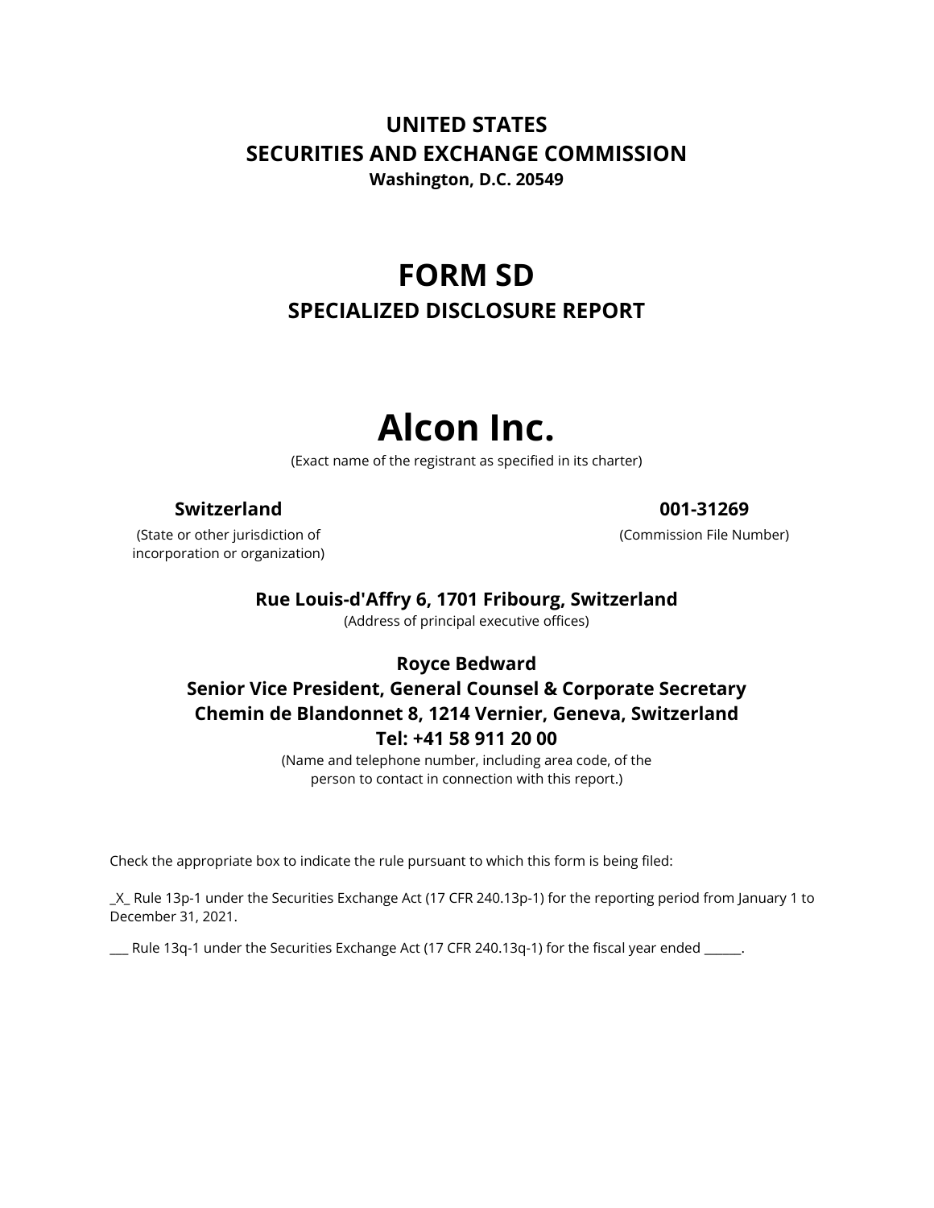# UNITED STATES
# SECURITIES AND EXCHANGE COMMISSION
**Washington, D.C. 20549**

# FORM SD
## SPECIALIZED DISCLOSURE REPORT

# Alcon Inc.
(Exact name of the registrant as specified in its charter)

**Switzerland**
(State or other jurisdiction of incorporation or organization)

**001-31269**
(Commission File Number)

**Rue Louis-d'Affry 6, 1701 Fribourg, Switzerland**
(Address of principal executive offices)

**Royce Bedward**
**Senior Vice President, General Counsel & Corporate Secretary**
**Chemin de Blandonnet 8, 1214 Vernier, Geneva, Switzerland**
**Tel: +41 58 911 20 00**
(Name and telephone number, including area code, of the person to contact in connection with this report.)

Check the appropriate box to indicate the rule pursuant to which this form is being filed:

_X_ Rule 13p-1 under the Securities Exchange Act (17 CFR 240.13p-1) for the reporting period from January 1 to December 31, 2021.

___ Rule 13q-1 under the Securities Exchange Act (17 CFR 240.13q-1) for the fiscal year ended ______.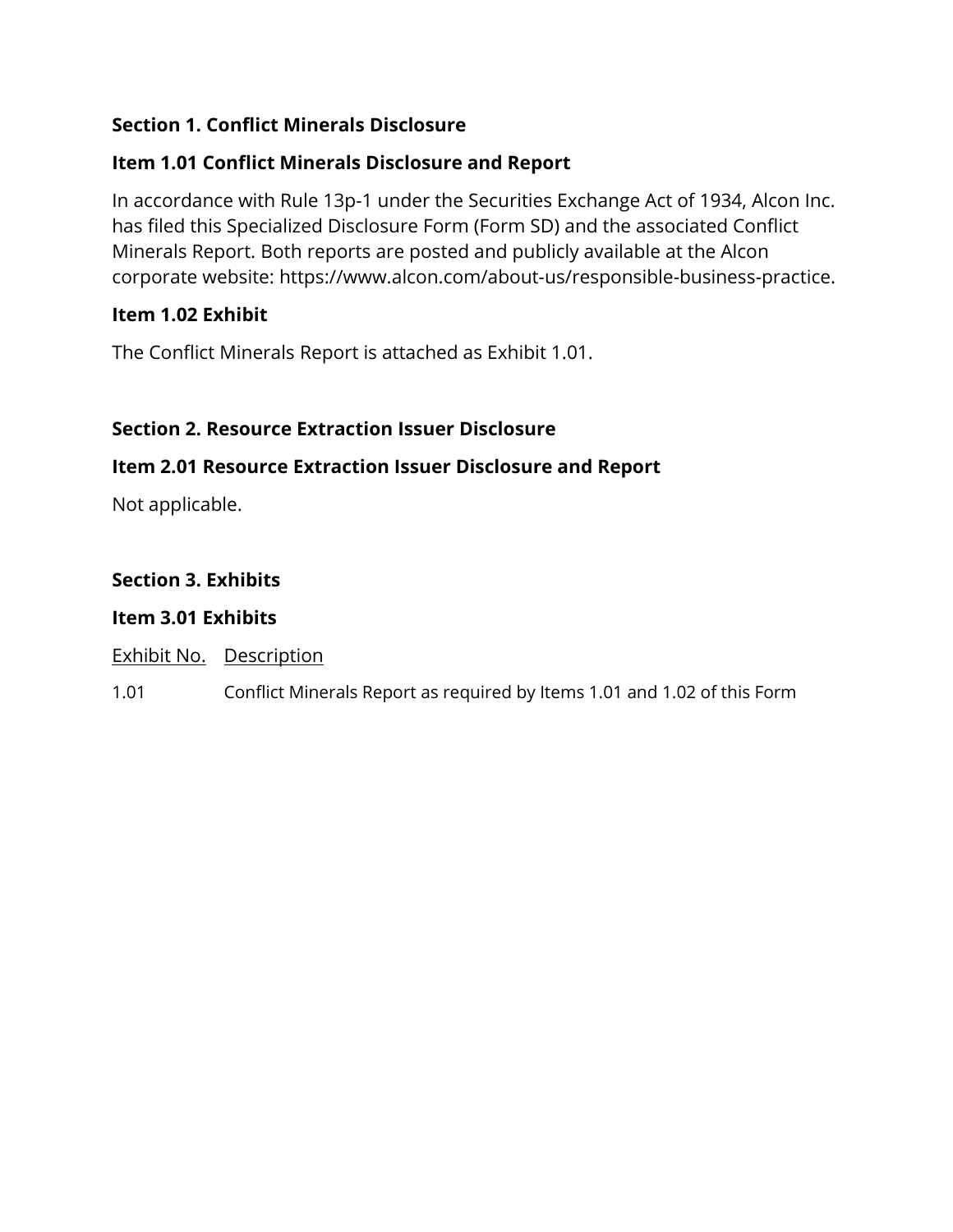## Section 1. Conflict Minerals Disclosure

### Item 1.01 Conflict Minerals Disclosure and Report

In accordance with Rule 13p-1 under the Securities Exchange Act of 1934, Alcon Inc. has filed this Specialized Disclosure Form (Form SD) and the associated Conflict Minerals Report. Both reports are posted and publicly available at the Alcon corporate website: https://www.alcon.com/about-us/responsible-business-practice.

### Item 1.02 Exhibit

The Conflict Minerals Report is attached as Exhibit 1.01.

## Section 2. Resource Extraction Issuer Disclosure

### Item 2.01 Resource Extraction Issuer Disclosure and Report

Not applicable.

## Section 3. Exhibits

### Item 3.01 Exhibits

| Exhibit No. | Description |
| --- | --- |
| 1.01 | Conflict Minerals Report as required by Items 1.01 and 1.02 of this Form |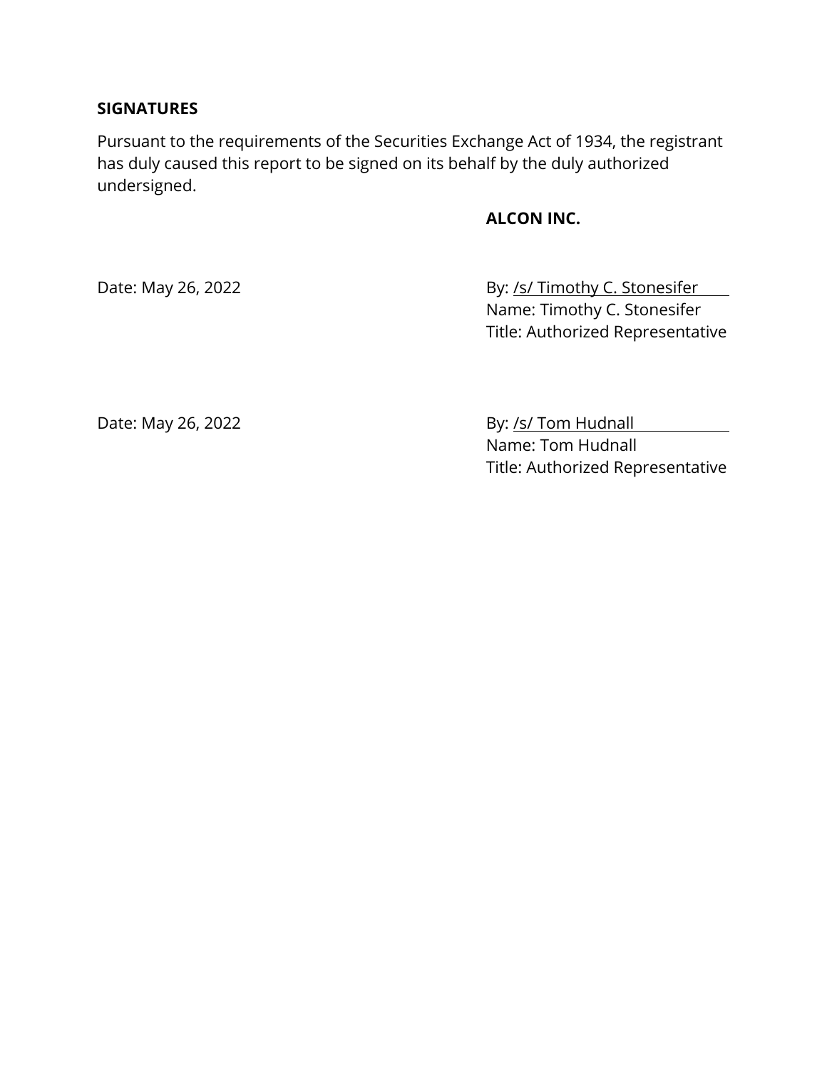**SIGNATURES**

Pursuant to the requirements of the Securities Exchange Act of 1934, the registrant has duly caused this report to be signed on its behalf by the duly authorized undersigned.

**ALCON INC.**

Date: May 26, 2022

By: /s/ Timothy C. Stonesifer
Name: Timothy C. Stonesifer
Title: Authorized Representative

Date: May 26, 2022

By: /s/ Tom Hudnall
Name: Tom Hudnall
Title: Authorized Representative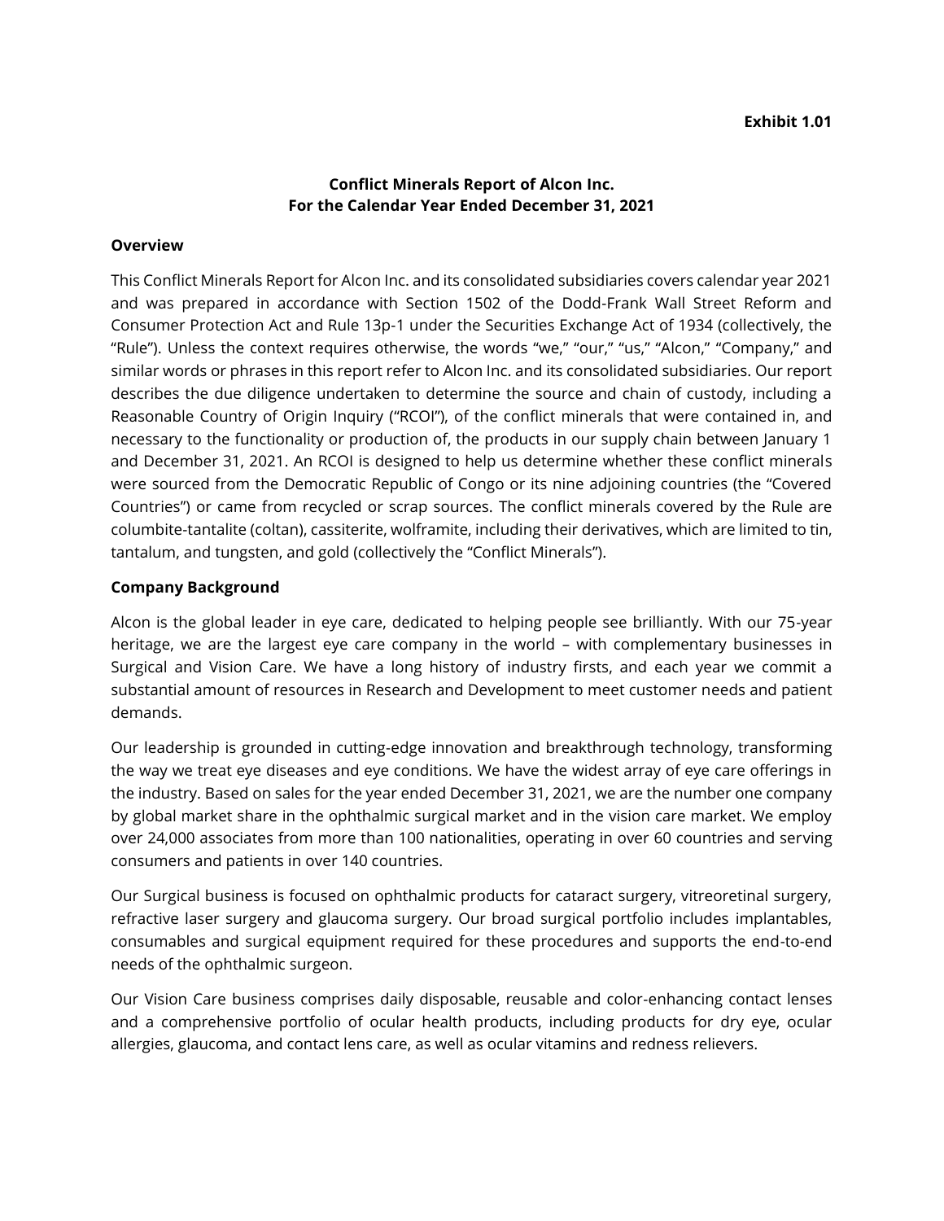**Exhibit 1.01**

# Conflict Minerals Report of Alcon Inc.
# For the Calendar Year Ended December 31, 2021

## Overview

This Conflict Minerals Report for Alcon Inc. and its consolidated subsidiaries covers calendar year 2021 and was prepared in accordance with Section 1502 of the Dodd-Frank Wall Street Reform and Consumer Protection Act and Rule 13p-1 under the Securities Exchange Act of 1934 (collectively, the "Rule"). Unless the context requires otherwise, the words "we," "our," "us," "Alcon," "Company," and similar words or phrases in this report refer to Alcon Inc. and its consolidated subsidiaries. Our report describes the due diligence undertaken to determine the source and chain of custody, including a Reasonable Country of Origin Inquiry ("RCOI"), of the conflict minerals that were contained in, and necessary to the functionality or production of, the products in our supply chain between January 1 and December 31, 2021. An RCOI is designed to help us determine whether these conflict minerals were sourced from the Democratic Republic of Congo or its nine adjoining countries (the "Covered Countries") or came from recycled or scrap sources. The conflict minerals covered by the Rule are columbite-tantalite (coltan), cassiterite, wolframite, including their derivatives, which are limited to tin, tantalum, and tungsten, and gold (collectively the "Conflict Minerals").

## Company Background

Alcon is the global leader in eye care, dedicated to helping people see brilliantly. With our 75-year heritage, we are the largest eye care company in the world – with complementary businesses in Surgical and Vision Care. We have a long history of industry firsts, and each year we commit a substantial amount of resources in Research and Development to meet customer needs and patient demands.

Our leadership is grounded in cutting-edge innovation and breakthrough technology, transforming the way we treat eye diseases and eye conditions. We have the widest array of eye care offerings in the industry. Based on sales for the year ended December 31, 2021, we are the number one company by global market share in the ophthalmic surgical market and in the vision care market. We employ over 24,000 associates from more than 100 nationalities, operating in over 60 countries and serving consumers and patients in over 140 countries.

Our Surgical business is focused on ophthalmic products for cataract surgery, vitreoretinal surgery, refractive laser surgery and glaucoma surgery. Our broad surgical portfolio includes implantables, consumables and surgical equipment required for these procedures and supports the end-to-end needs of the ophthalmic surgeon.

Our Vision Care business comprises daily disposable, reusable and color-enhancing contact lenses and a comprehensive portfolio of ocular health products, including products for dry eye, ocular allergies, glaucoma, and contact lens care, as well as ocular vitamins and redness relievers.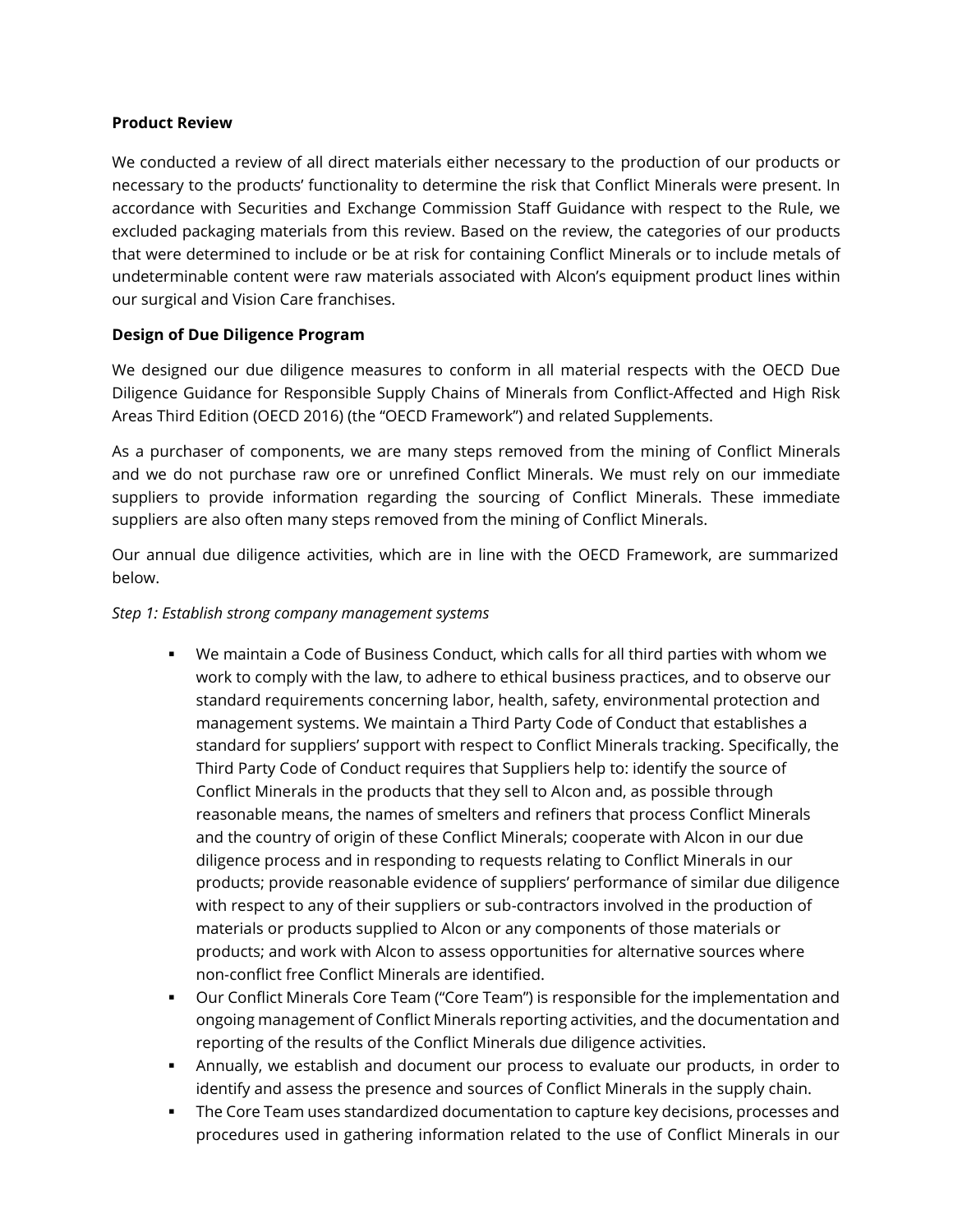**Product Review**

We conducted a review of all direct materials either necessary to the production of our products or necessary to the products' functionality to determine the risk that Conflict Minerals were present. In accordance with Securities and Exchange Commission Staff Guidance with respect to the Rule, we excluded packaging materials from this review. Based on the review, the categories of our products that were determined to include or be at risk for containing Conflict Minerals or to include metals of undeterminable content were raw materials associated with Alcon's equipment product lines within our surgical and Vision Care franchises.

**Design of Due Diligence Program**

We designed our due diligence measures to conform in all material respects with the OECD Due Diligence Guidance for Responsible Supply Chains of Minerals from Conflict-Affected and High Risk Areas Third Edition (OECD 2016) (the "OECD Framework") and related Supplements.

As a purchaser of components, we are many steps removed from the mining of Conflict Minerals and we do not purchase raw ore or unrefined Conflict Minerals. We must rely on our immediate suppliers to provide information regarding the sourcing of Conflict Minerals. These immediate suppliers are also often many steps removed from the mining of Conflict Minerals.

Our annual due diligence activities, which are in line with the OECD Framework, are summarized below.

*Step 1: Establish strong company management systems*

- We maintain a Code of Business Conduct, which calls for all third parties with whom we work to comply with the law, to adhere to ethical business practices, and to observe our standard requirements concerning labor, health, safety, environmental protection and management systems. We maintain a Third Party Code of Conduct that establishes a standard for suppliers' support with respect to Conflict Minerals tracking. Specifically, the Third Party Code of Conduct requires that Suppliers help to: identify the source of Conflict Minerals in the products that they sell to Alcon and, as possible through reasonable means, the names of smelters and refiners that process Conflict Minerals and the country of origin of these Conflict Minerals; cooperate with Alcon in our due diligence process and in responding to requests relating to Conflict Minerals in our products; provide reasonable evidence of suppliers' performance of similar due diligence with respect to any of their suppliers or sub-contractors involved in the production of materials or products supplied to Alcon or any components of those materials or products; and work with Alcon to assess opportunities for alternative sources where non-conflict free Conflict Minerals are identified.
- Our Conflict Minerals Core Team ("Core Team") is responsible for the implementation and ongoing management of Conflict Minerals reporting activities, and the documentation and reporting of the results of the Conflict Minerals due diligence activities.
- Annually, we establish and document our process to evaluate our products, in order to identify and assess the presence and sources of Conflict Minerals in the supply chain.
- The Core Team uses standardized documentation to capture key decisions, processes and procedures used in gathering information related to the use of Conflict Minerals in our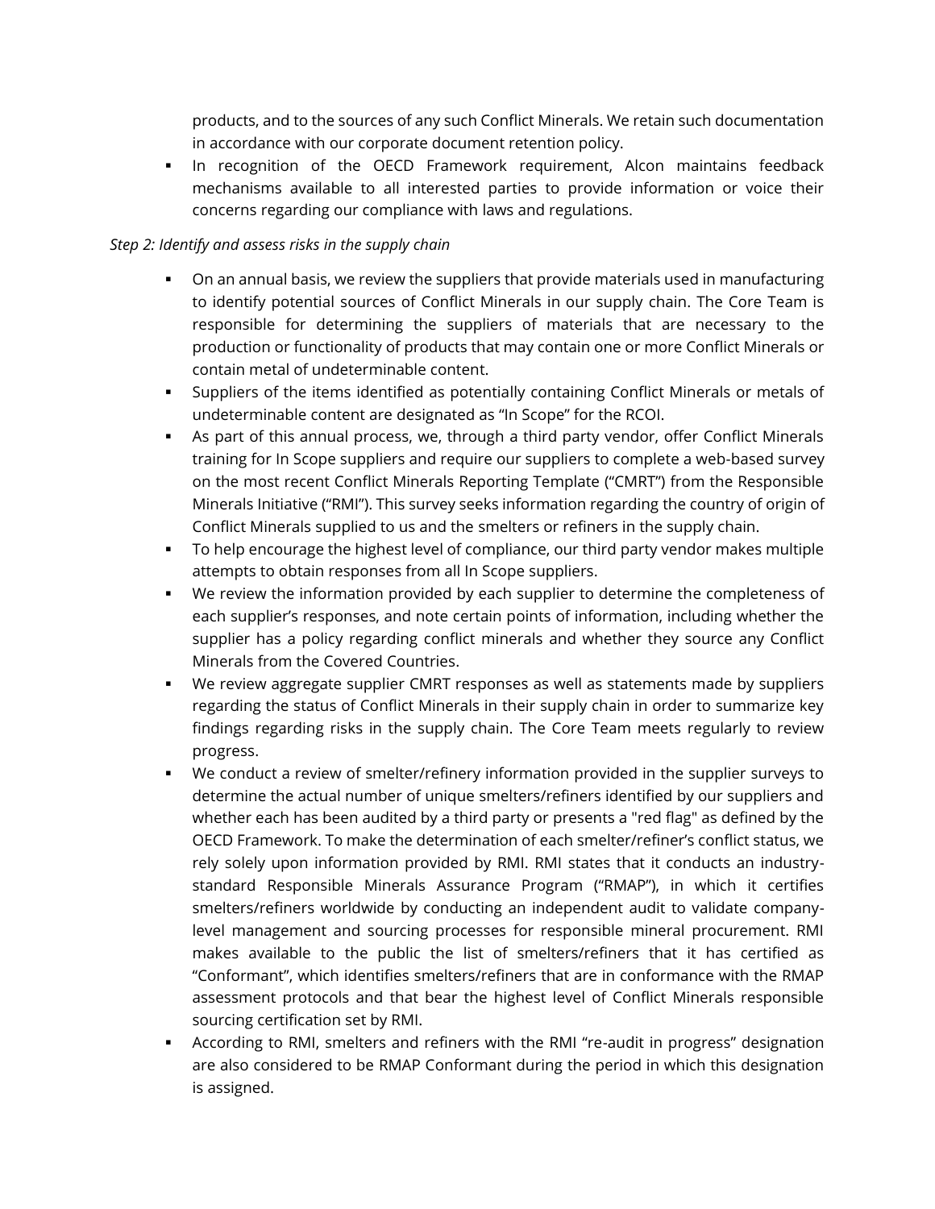products, and to the sources of any such Conflict Minerals. We retain such documentation in accordance with our corporate document retention policy.

- In recognition of the OECD Framework requirement, Alcon maintains feedback mechanisms available to all interested parties to provide information or voice their concerns regarding our compliance with laws and regulations.

*Step 2: Identify and assess risks in the supply chain*

- On an annual basis, we review the suppliers that provide materials used in manufacturing to identify potential sources of Conflict Minerals in our supply chain. The Core Team is responsible for determining the suppliers of materials that are necessary to the production or functionality of products that may contain one or more Conflict Minerals or contain metal of undeterminable content.
- Suppliers of the items identified as potentially containing Conflict Minerals or metals of undeterminable content are designated as "In Scope" for the RCOI.
- As part of this annual process, we, through a third party vendor, offer Conflict Minerals training for In Scope suppliers and require our suppliers to complete a web-based survey on the most recent Conflict Minerals Reporting Template ("CMRT") from the Responsible Minerals Initiative ("RMI"). This survey seeks information regarding the country of origin of Conflict Minerals supplied to us and the smelters or refiners in the supply chain.
- To help encourage the highest level of compliance, our third party vendor makes multiple attempts to obtain responses from all In Scope suppliers.
- We review the information provided by each supplier to determine the completeness of each supplier's responses, and note certain points of information, including whether the supplier has a policy regarding conflict minerals and whether they source any Conflict Minerals from the Covered Countries.
- We review aggregate supplier CMRT responses as well as statements made by suppliers regarding the status of Conflict Minerals in their supply chain in order to summarize key findings regarding risks in the supply chain. The Core Team meets regularly to review progress.
- We conduct a review of smelter/refinery information provided in the supplier surveys to determine the actual number of unique smelters/refiners identified by our suppliers and whether each has been audited by a third party or presents a "red flag" as defined by the OECD Framework. To make the determination of each smelter/refiner's conflict status, we rely solely upon information provided by RMI. RMI states that it conducts an industry-standard Responsible Minerals Assurance Program ("RMAP"), in which it certifies smelters/refiners worldwide by conducting an independent audit to validate company-level management and sourcing processes for responsible mineral procurement. RMI makes available to the public the list of smelters/refiners that it has certified as "Conformant", which identifies smelters/refiners that are in conformance with the RMAP assessment protocols and that bear the highest level of Conflict Minerals responsible sourcing certification set by RMI.
- According to RMI, smelters and refiners with the RMI "re-audit in progress" designation are also considered to be RMAP Conformant during the period in which this designation is assigned.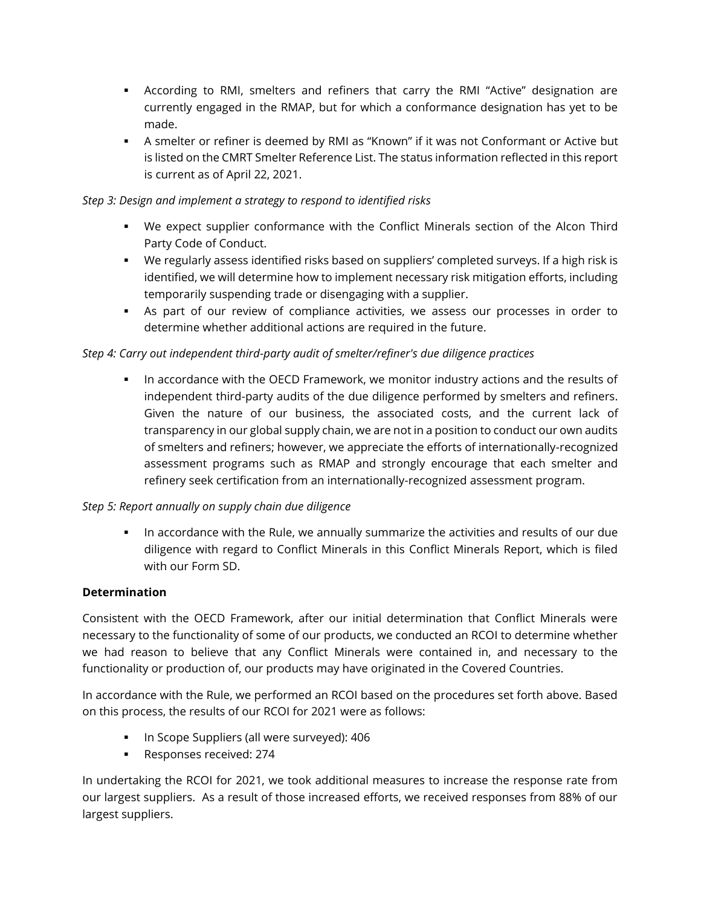- According to RMI, smelters and refiners that carry the RMI "Active" designation are currently engaged in the RMAP, but for which a conformance designation has yet to be made.
- A smelter or refiner is deemed by RMI as "Known" if it was not Conformant or Active but is listed on the CMRT Smelter Reference List. The status information reflected in this report is current as of April 22, 2021.

*Step 3: Design and implement a strategy to respond to identified risks*

- We expect supplier conformance with the Conflict Minerals section of the Alcon Third Party Code of Conduct.
- We regularly assess identified risks based on suppliers' completed surveys. If a high risk is identified, we will determine how to implement necessary risk mitigation efforts, including temporarily suspending trade or disengaging with a supplier.
- As part of our review of compliance activities, we assess our processes in order to determine whether additional actions are required in the future.

*Step 4: Carry out independent third-party audit of smelter/refiner's due diligence practices*

- In accordance with the OECD Framework, we monitor industry actions and the results of independent third-party audits of the due diligence performed by smelters and refiners. Given the nature of our business, the associated costs, and the current lack of transparency in our global supply chain, we are not in a position to conduct our own audits of smelters and refiners; however, we appreciate the efforts of internationally-recognized assessment programs such as RMAP and strongly encourage that each smelter and refinery seek certification from an internationally-recognized assessment program.

*Step 5: Report annually on supply chain due diligence*

- In accordance with the Rule, we annually summarize the activities and results of our due diligence with regard to Conflict Minerals in this Conflict Minerals Report, which is filed with our Form SD.

**Determination**

Consistent with the OECD Framework, after our initial determination that Conflict Minerals were necessary to the functionality of some of our products, we conducted an RCOI to determine whether we had reason to believe that any Conflict Minerals were contained in, and necessary to the functionality or production of, our products may have originated in the Covered Countries.

In accordance with the Rule, we performed an RCOI based on the procedures set forth above. Based on this process, the results of our RCOI for 2021 were as follows:

- In Scope Suppliers (all were surveyed): 406
- Responses received: 274

In undertaking the RCOI for 2021, we took additional measures to increase the response rate from our largest suppliers. As a result of those increased efforts, we received responses from 88% of our largest suppliers.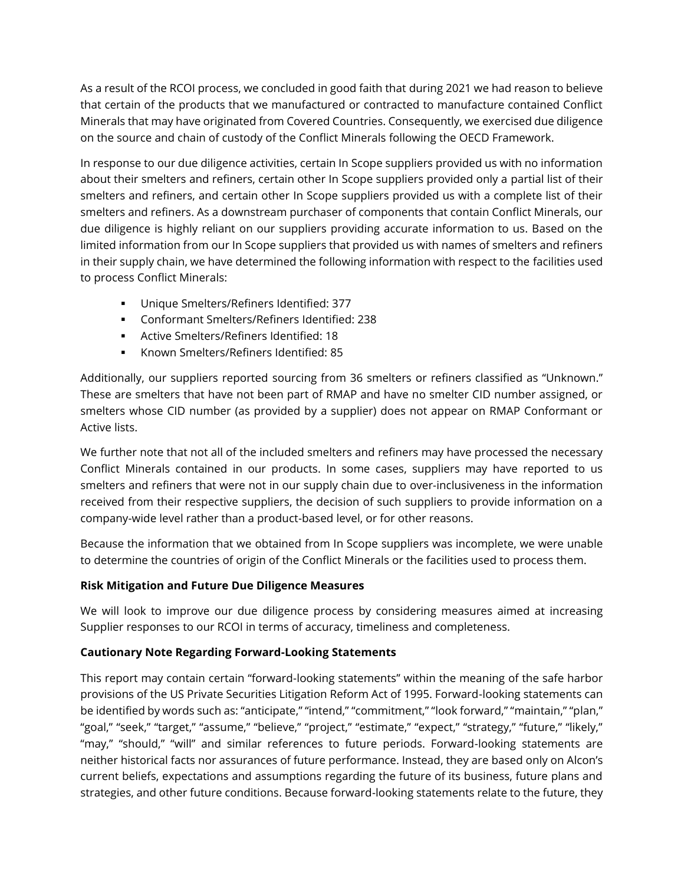As a result of the RCOI process, we concluded in good faith that during 2021 we had reason to believe that certain of the products that we manufactured or contracted to manufacture contained Conflict Minerals that may have originated from Covered Countries. Consequently, we exercised due diligence on the source and chain of custody of the Conflict Minerals following the OECD Framework.

In response to our due diligence activities, certain In Scope suppliers provided us with no information about their smelters and refiners, certain other In Scope suppliers provided only a partial list of their smelters and refiners, and certain other In Scope suppliers provided us with a complete list of their smelters and refiners. As a downstream purchaser of components that contain Conflict Minerals, our due diligence is highly reliant on our suppliers providing accurate information to us. Based on the limited information from our In Scope suppliers that provided us with names of smelters and refiners in their supply chain, we have determined the following information with respect to the facilities used to process Conflict Minerals:

- Unique Smelters/Refiners Identified: 377
- Conformant Smelters/Refiners Identified: 238
- Active Smelters/Refiners Identified: 18
- Known Smelters/Refiners Identified: 85

Additionally, our suppliers reported sourcing from 36 smelters or refiners classified as "Unknown." These are smelters that have not been part of RMAP and have no smelter CID number assigned, or smelters whose CID number (as provided by a supplier) does not appear on RMAP Conformant or Active lists.

We further note that not all of the included smelters and refiners may have processed the necessary Conflict Minerals contained in our products. In some cases, suppliers may have reported to us smelters and refiners that were not in our supply chain due to over-inclusiveness in the information received from their respective suppliers, the decision of such suppliers to provide information on a company-wide level rather than a product-based level, or for other reasons.

Because the information that we obtained from In Scope suppliers was incomplete, we were unable to determine the countries of origin of the Conflict Minerals or the facilities used to process them.

**Risk Mitigation and Future Due Diligence Measures**

We will look to improve our due diligence process by considering measures aimed at increasing Supplier responses to our RCOI in terms of accuracy, timeliness and completeness.

**Cautionary Note Regarding Forward-Looking Statements**

This report may contain certain "forward-looking statements" within the meaning of the safe harbor provisions of the US Private Securities Litigation Reform Act of 1995. Forward-looking statements can be identified by words such as: "anticipate," "intend," "commitment," "look forward," "maintain," "plan," "goal," "seek," "target," "assume," "believe," "project," "estimate," "expect," "strategy," "future," "likely," "may," "should," "will" and similar references to future periods. Forward-looking statements are neither historical facts nor assurances of future performance. Instead, they are based only on Alcon's current beliefs, expectations and assumptions regarding the future of its business, future plans and strategies, and other future conditions. Because forward-looking statements relate to the future, they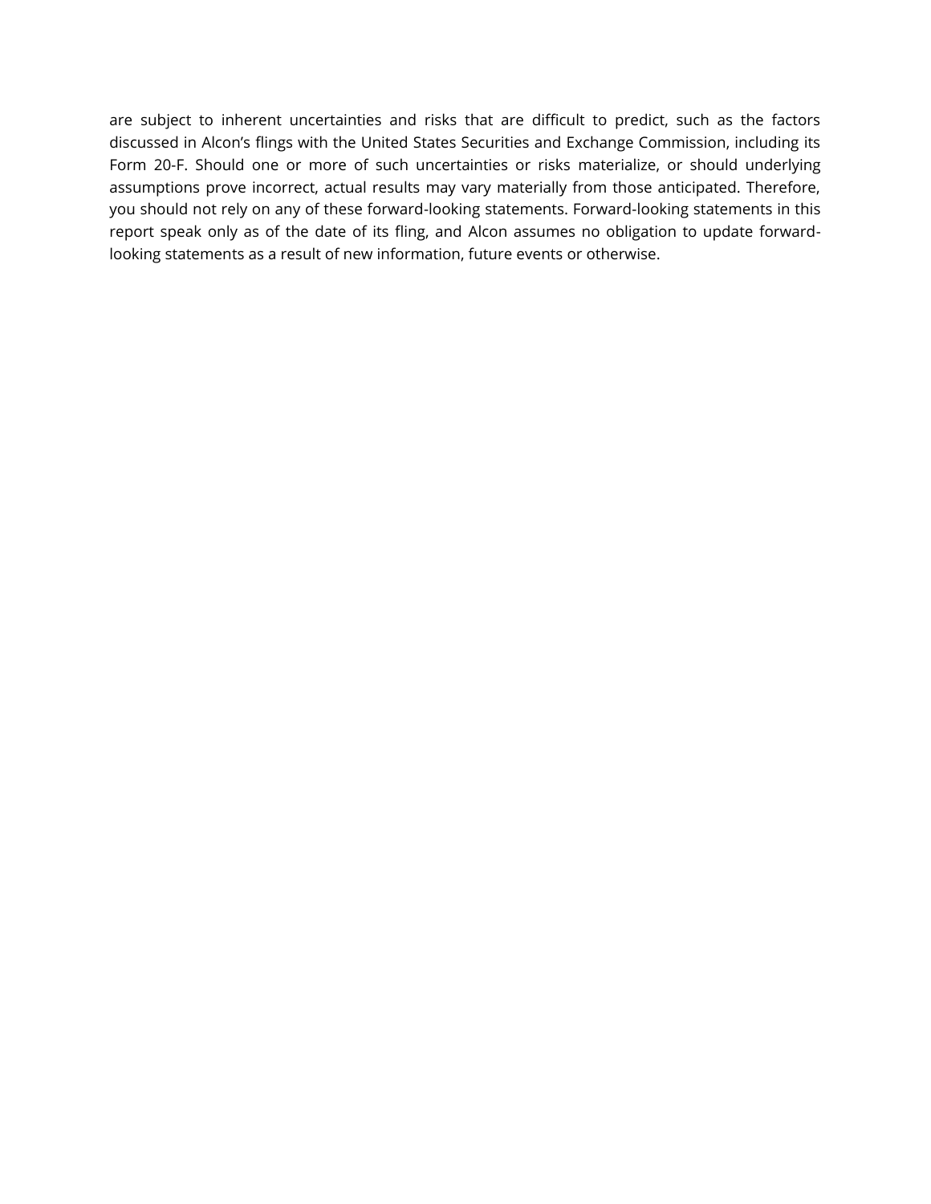are subject to inherent uncertainties and risks that are difficult to predict, such as the factors discussed in Alcon’s flings with the United States Securities and Exchange Commission, including its Form 20-F. Should one or more of such uncertainties or risks materialize, or should underlying assumptions prove incorrect, actual results may vary materially from those anticipated. Therefore, you should not rely on any of these forward-looking statements. Forward-looking statements in this report speak only as of the date of its fling, and Alcon assumes no obligation to update forward-looking statements as a result of new information, future events or otherwise.